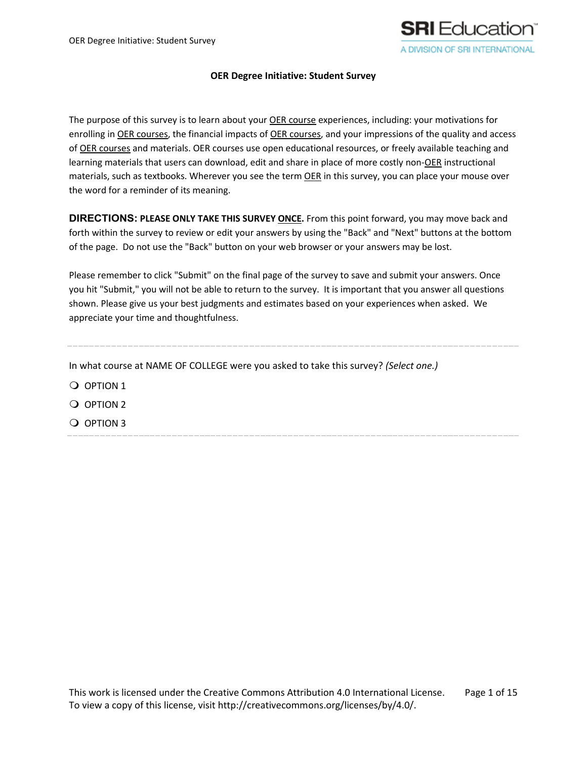# OER Degree Initiative: Student Survey

The purpose of this survey is to learn about your OER course experiences, including: your motivations for enrolling in OER courses, the financial impacts of OER courses, and your impressions of the quality and access of OER courses and materials. OER courses use open educational resources, or freely available teaching and learning materials that users can download, edit and share in place of more costly non-OER instructional materials, such as textbooks. Wherever you see the term OER in this survey, you can place your mouse over the word for a reminder of its meaning.

**DIRECTIONS: PLEASE ONLY TAKE THIS SURVEY ONCE.** From this point forward, you may move back and forth within the survey to review or edit your answers by using the "Back" and "Next" buttons at the bottom of the page. Do not use the "Back" button on your web browser or your answers may be lost.

Please remember to click "Submit" on the final page of the survey to save and submit your answers. Once you hit "Submit," you will not be able to return to the survey. It is important that you answer all questions shown. Please give us your best judgments and estimates based on your experiences when asked. We appreciate your time and thoughtfulness.

---

In what course at NAME OF COLLEGE were you asked to take this survey? *(Select one.)*

- ❍ OPTION 1
- ❍ OPTION 2
- ❍ OPTION 3

---

This work is licensed under the Creative Commons Attribution 4.0 International License. To view a copy of this license, visit http://creativecommons.org/licenses/by/4.0/.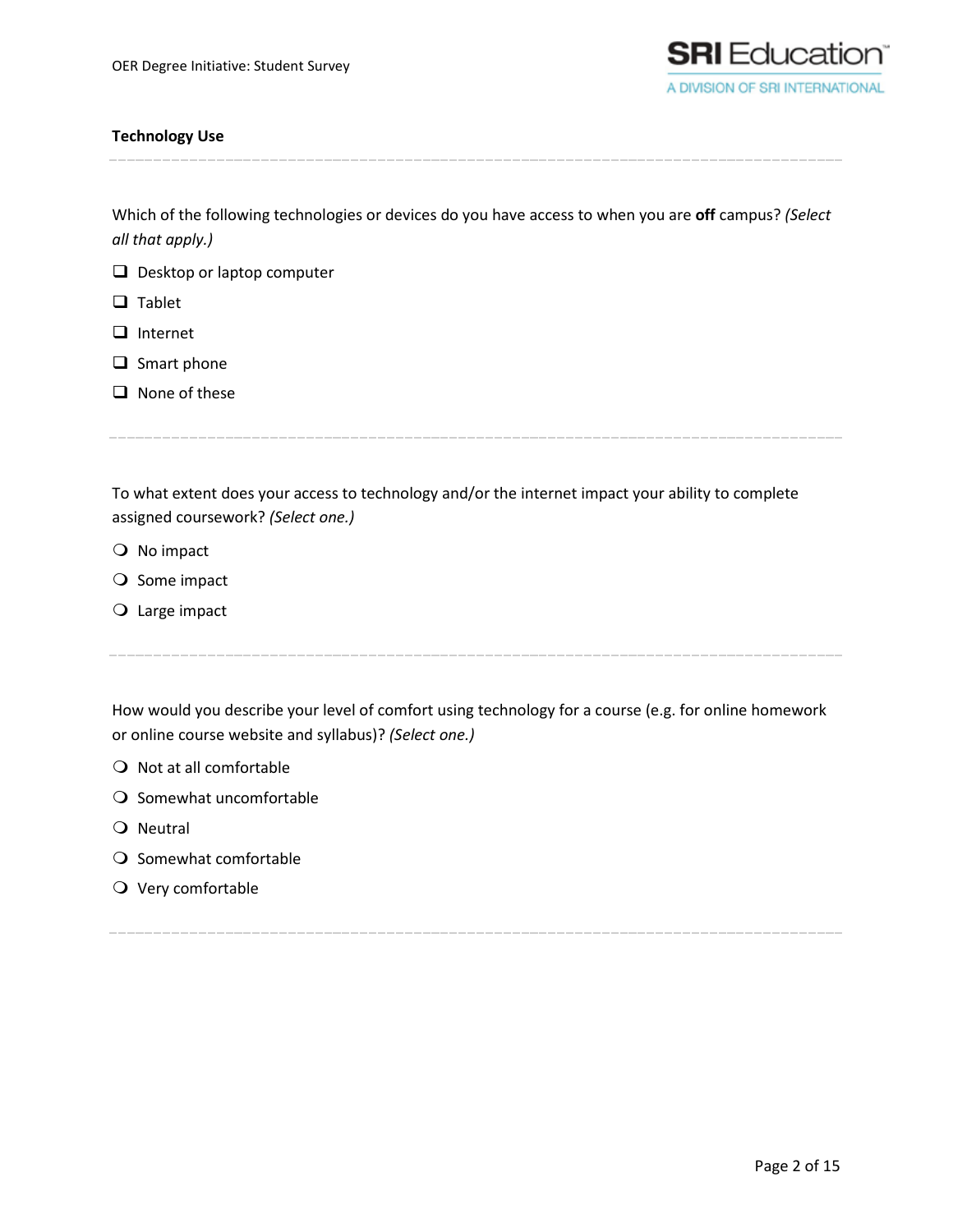## Technology Use

---

Which of the following technologies or devices do you have access to when you are **off** campus? *(Select all that apply.)*

- ❑ Desktop or laptop computer
- ❑ Tablet
- ❑ Internet
- ❑ Smart phone
- ❑ None of these

---

To what extent does your access to technology and/or the internet impact your ability to complete assigned coursework? *(Select one.)*

- ❍ No impact
- ❍ Some impact
- ❍ Large impact

---

How would you describe your level of comfort using technology for a course (e.g. for online homework or online course website and syllabus)? *(Select one.)*

- ❍ Not at all comfortable
- ❍ Somewhat uncomfortable
- ❍ Neutral
- ❍ Somewhat comfortable
- ❍ Very comfortable

---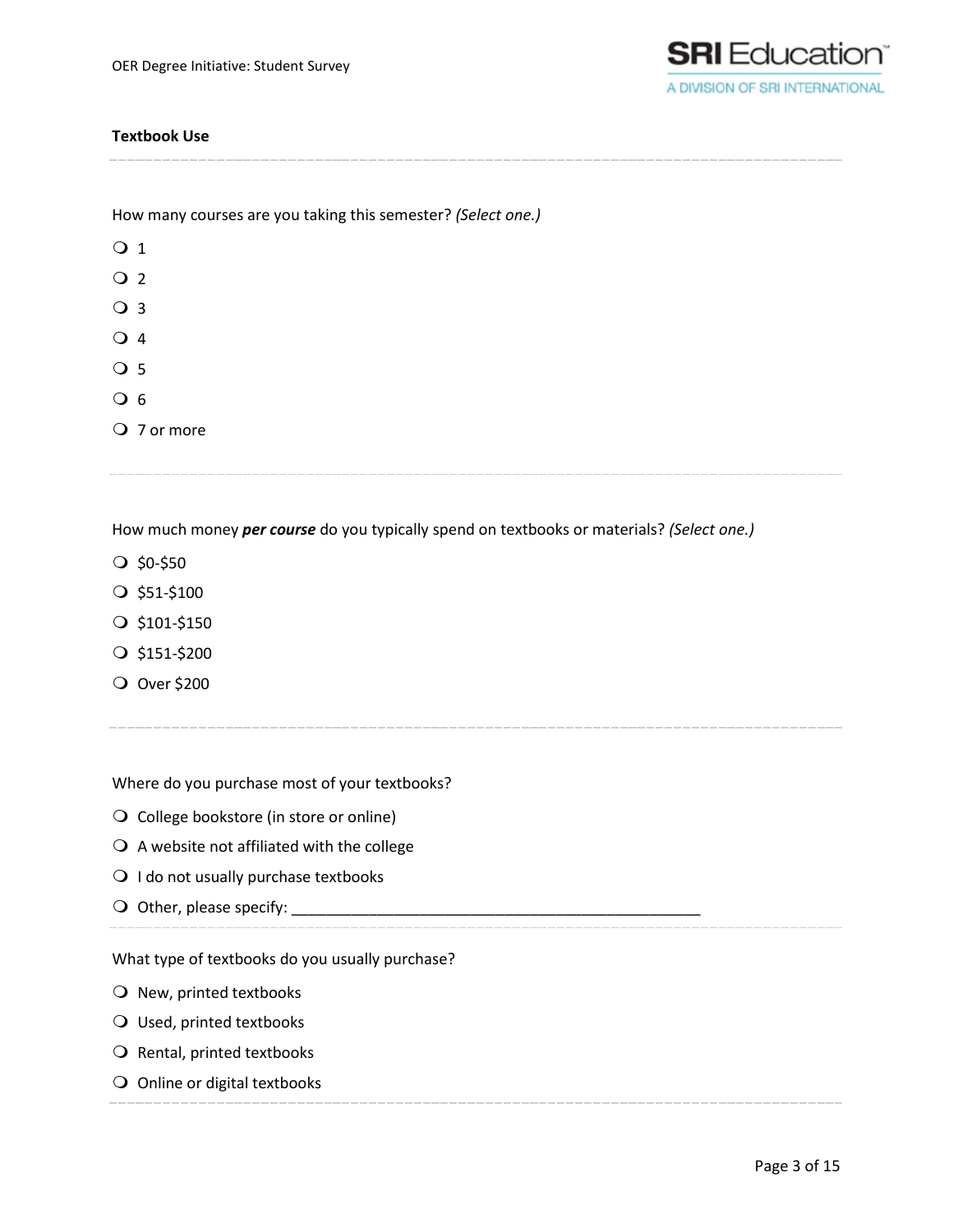## Textbook Use

---

How many courses are you taking this semester? *(Select one.)*

- ❍ 1
- ❍ 2
- ❍ 3
- ❍ 4
- ❍ 5
- ❍ 6
- ❍ 7 or more

---

How much money ***per course*** do you typically spend on textbooks or materials? *(Select one.)*

- ❍ $0-$50
- ❍ $51-$100
- ❍ $101-$150
- ❍ $151-$200
- ❍ Over $200

---

Where do you purchase most of your textbooks?

- ❍ College bookstore (in store or online)
- ❍ A website not affiliated with the college
- ❍ I do not usually purchase textbooks
- ❍ Other, please specify: __________________________________________________

---

What type of textbooks do you usually purchase?

- ❍ New, printed textbooks
- ❍ Used, printed textbooks
- ❍ Rental, printed textbooks
- ❍ Online or digital textbooks

---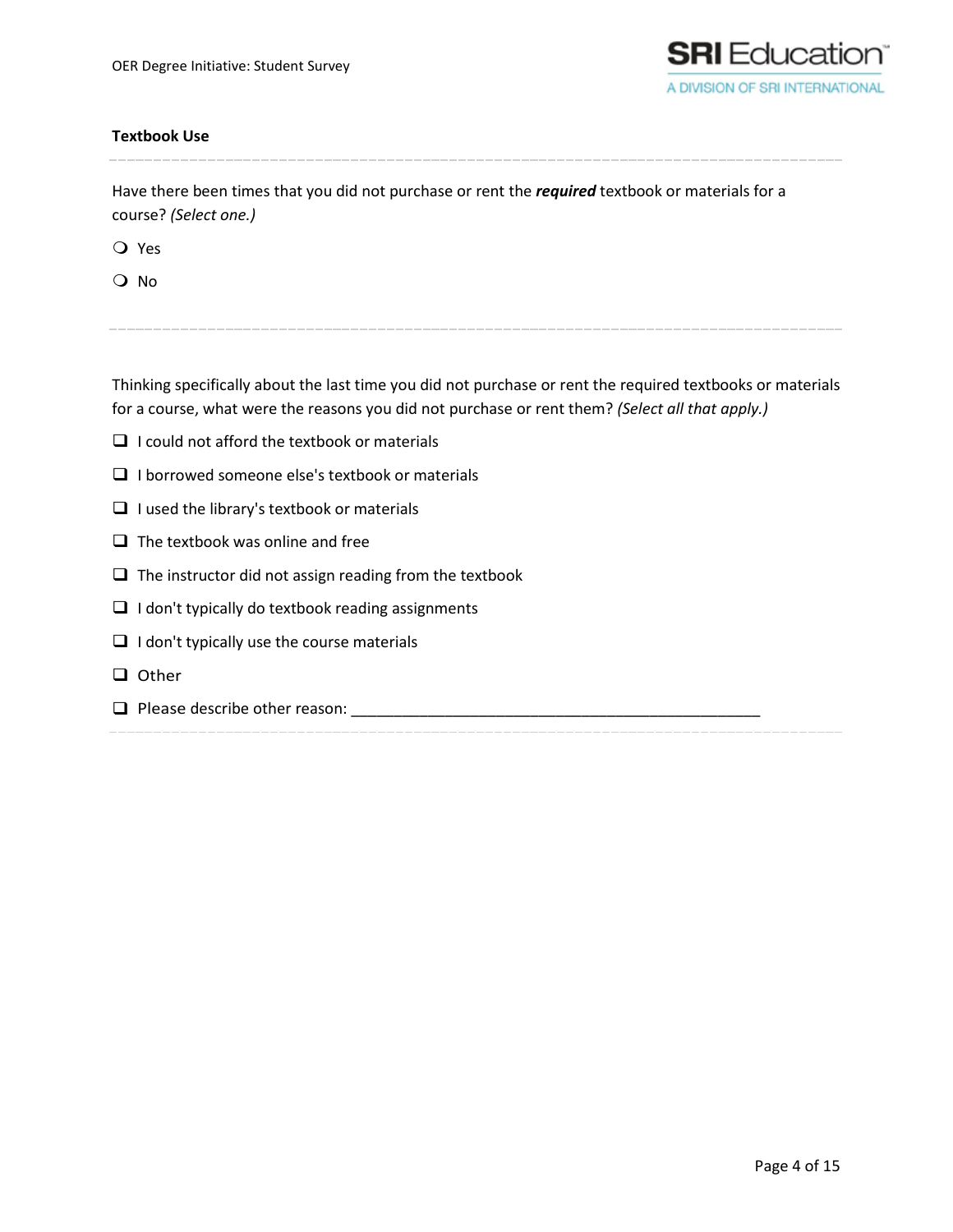### Textbook Use

Have there been times that you did not purchase or rent the ***required*** textbook or materials for a course? *(Select one.)*

- ○ Yes
- ○ No

Thinking specifically about the last time you did not purchase or rent the required textbooks or materials for a course, what were the reasons you did not purchase or rent them? *(Select all that apply.)*

- ☐ I could not afford the textbook or materials
- ☐ I borrowed someone else's textbook or materials
- ☐ I used the library's textbook or materials
- ☐ The textbook was online and free
- ☐ The instructor did not assign reading from the textbook
- ☐ I don't typically do textbook reading assignments
- ☐ I don't typically use the course materials
- ☐ Other
- ☐ Please describe other reason: ________________________________________________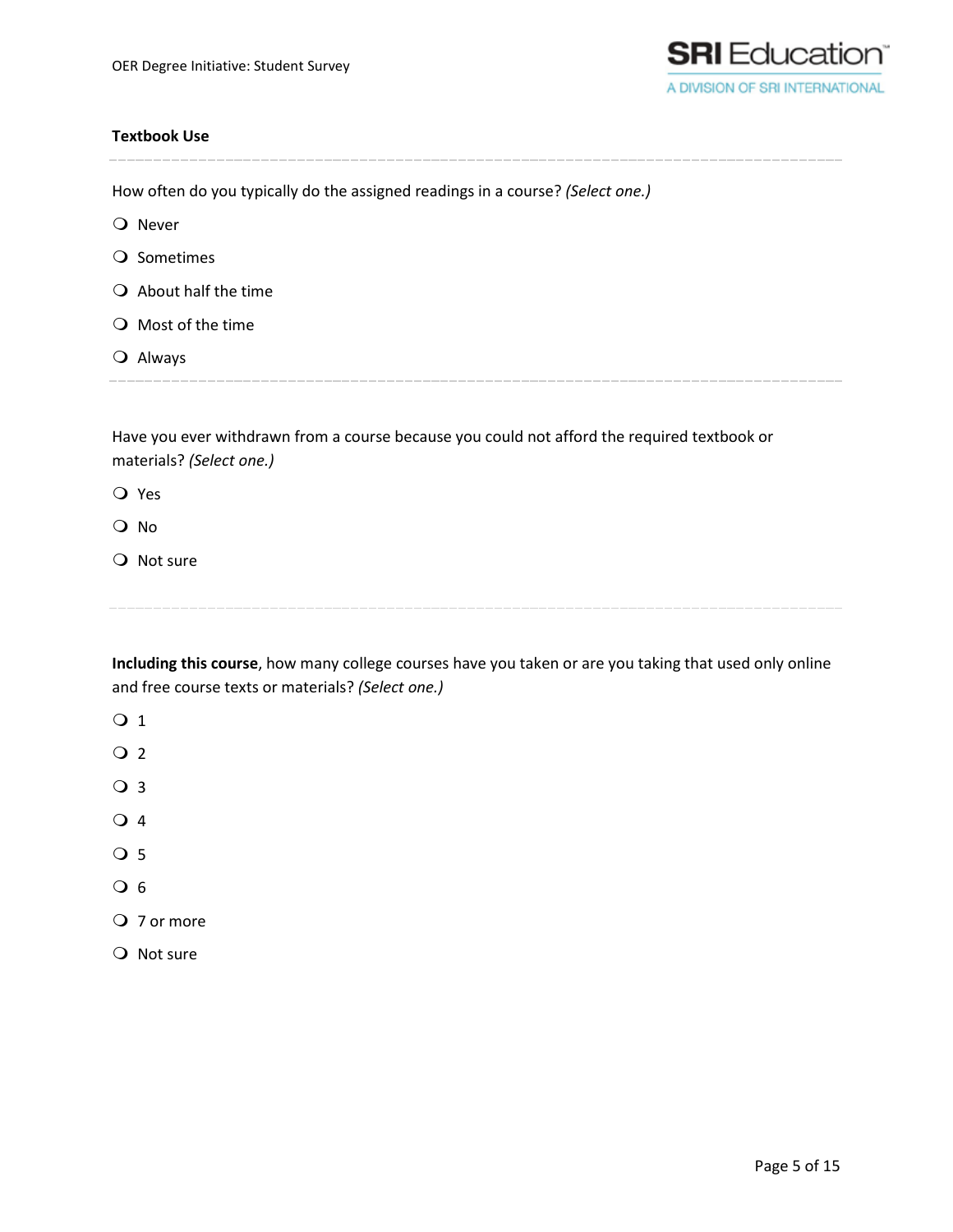### Textbook Use

How often do you typically do the assigned readings in a course? *(Select one.)*

- Never
- Sometimes
- About half the time
- Most of the time
- Always

Have you ever withdrawn from a course because you could not afford the required textbook or materials? *(Select one.)*

- Yes
- No
- Not sure

**Including this course**, how many college courses have you taken or are you taking that used only online and free course texts or materials? *(Select one.)*

- 1
- 2
- 3
- 4
- 5
- 6
- 7 or more
- Not sure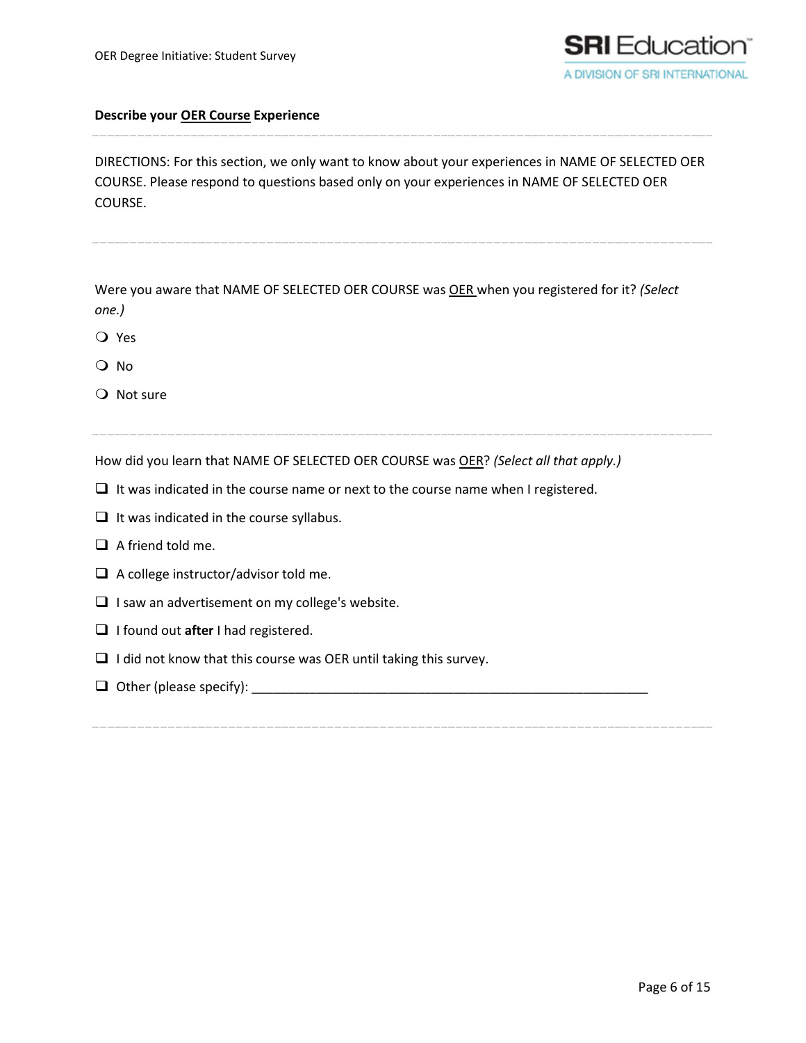**Describe your OER Course Experience**

---

DIRECTIONS: For this section, we only want to know about your experiences in NAME OF SELECTED OER COURSE. Please respond to questions based only on your experiences in NAME OF SELECTED OER COURSE.

---

Were you aware that NAME OF SELECTED OER COURSE was OER when you registered for it? *(Select one.)*

- ○ Yes
- ○ No
- ○ Not sure

---

How did you learn that NAME OF SELECTED OER COURSE was OER? *(Select all that apply.)*

- ☐ It was indicated in the course name or next to the course name when I registered.
- ☐ It was indicated in the course syllabus.
- ☐ A friend told me.
- ☐ A college instructor/advisor told me.
- ☐ I saw an advertisement on my college's website.
- ☐ I found out **after** I had registered.
- ☐ I did not know that this course was OER until taking this survey.
- ☐ Other (please specify): ___________________________________________________________

---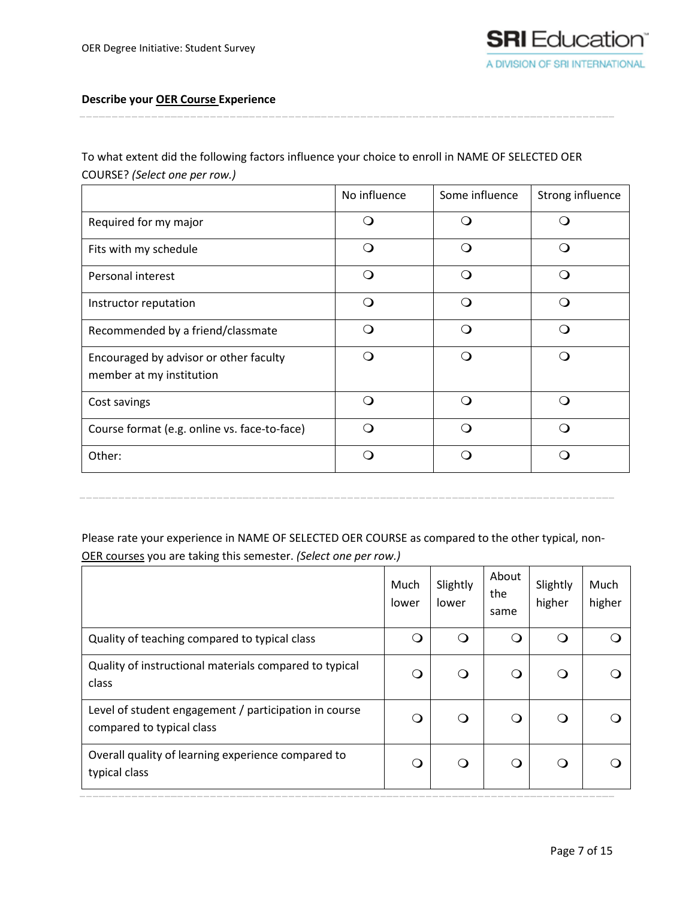**Describe your OER Course Experience**

To what extent did the following factors influence your choice to enroll in NAME OF SELECTED OER COURSE? *(Select one per row.)*

| | No influence | Some influence | Strong influence |
|---|---|---|---|
| Required for my major | ❍ | ❍ | ❍ |
| Fits with my schedule | ❍ | ❍ | ❍ |
| Personal interest | ❍ | ❍ | ❍ |
| Instructor reputation | ❍ | ❍ | ❍ |
| Recommended by a friend/classmate | ❍ | ❍ | ❍ |
| Encouraged by advisor or other faculty member at my institution | ❍ | ❍ | ❍ |
| Cost savings | ❍ | ❍ | ❍ |
| Course format (e.g. online vs. face-to-face) | ❍ | ❍ | ❍ |
| Other: | ❍ | ❍ | ❍ |

Please rate your experience in NAME OF SELECTED OER COURSE as compared to the other typical, non-OER courses you are taking this semester. *(Select one per row.)*

| | Much lower | Slightly lower | About the same | Slightly higher | Much higher |
|---|---|---|---|---|---|
| Quality of teaching compared to typical class | ❍ | ❍ | ❍ | ❍ | ❍ |
| Quality of instructional materials compared to typical class | ❍ | ❍ | ❍ | ❍ | ❍ |
| Level of student engagement / participation in course compared to typical class | ❍ | ❍ | ❍ | ❍ | ❍ |
| Overall quality of learning experience compared to typical class | ❍ | ❍ | ❍ | ❍ | ❍ |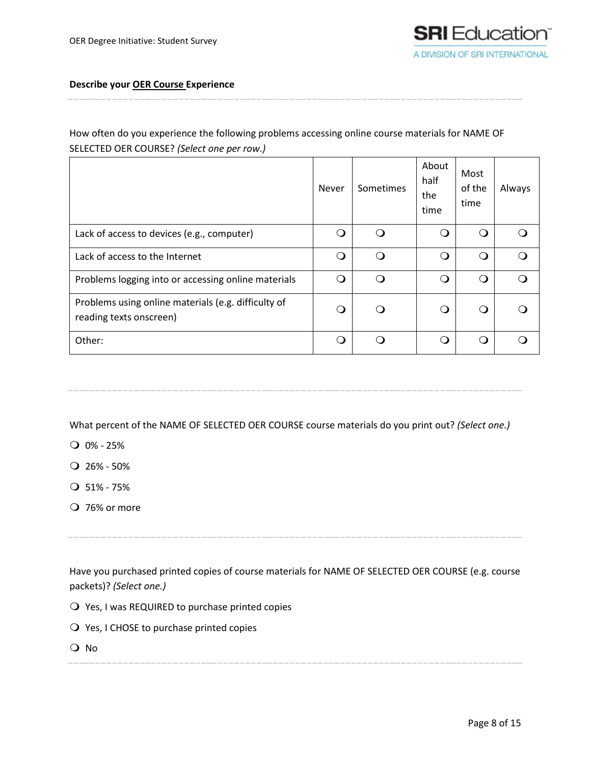**Describe your <u>OER Course</u> Experience**

---

How often do you experience the following problems accessing online course materials for NAME OF SELECTED OER COURSE? *(Select one per row.)*

| | Never | Sometimes | About half the time | Most of the time | Always |
|---|---|---|---|---|---|
| Lack of access to devices (e.g., computer) | ❍ | ❍ | ❍ | ❍ | ❍ |
| Lack of access to the Internet | ❍ | ❍ | ❍ | ❍ | ❍ |
| Problems logging into or accessing online materials | ❍ | ❍ | ❍ | ❍ | ❍ |
| Problems using online materials (e.g. difficulty of reading texts onscreen) | ❍ | ❍ | ❍ | ❍ | ❍ |
| Other: | ❍ | ❍ | ❍ | ❍ | ❍ |

---

What percent of the NAME OF SELECTED OER COURSE course materials do you print out? *(Select one.)*

- ❍ 0% - 25%
- ❍ 26% - 50%
- ❍ 51% - 75%
- ❍ 76% or more

---

Have you purchased printed copies of course materials for NAME OF SELECTED OER COURSE (e.g. course packets)? *(Select one.)*

- ❍ Yes, I was REQUIRED to purchase printed copies
- ❍ Yes, I CHOSE to purchase printed copies
- ❍ No

---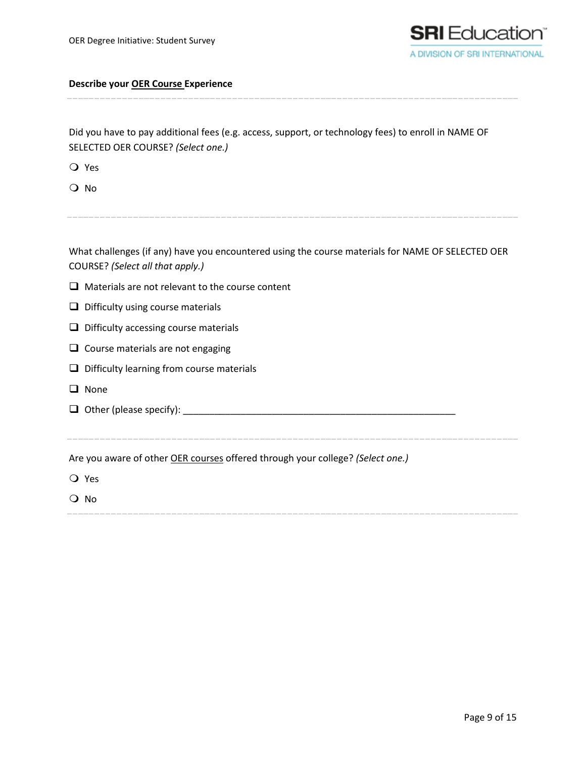**Describe your OER Course Experience**

---

Did you have to pay additional fees (e.g. access, support, or technology fees) to enroll in NAME OF SELECTED OER COURSE? *(Select one.)*

- ❍ Yes
- ❍ No

---

What challenges (if any) have you encountered using the course materials for NAME OF SELECTED OER COURSE? *(Select all that apply.)*

- ❑ Materials are not relevant to the course content
- ❑ Difficulty using course materials
- ❑ Difficulty accessing course materials
- ❑ Course materials are not engaging
- ❑ Difficulty learning from course materials
- ❑ None
- ❑ Other (please specify): _______________________________________________________

---

Are you aware of other OER courses offered through your college? *(Select one.)*

- ❍ Yes
- ❍ No

---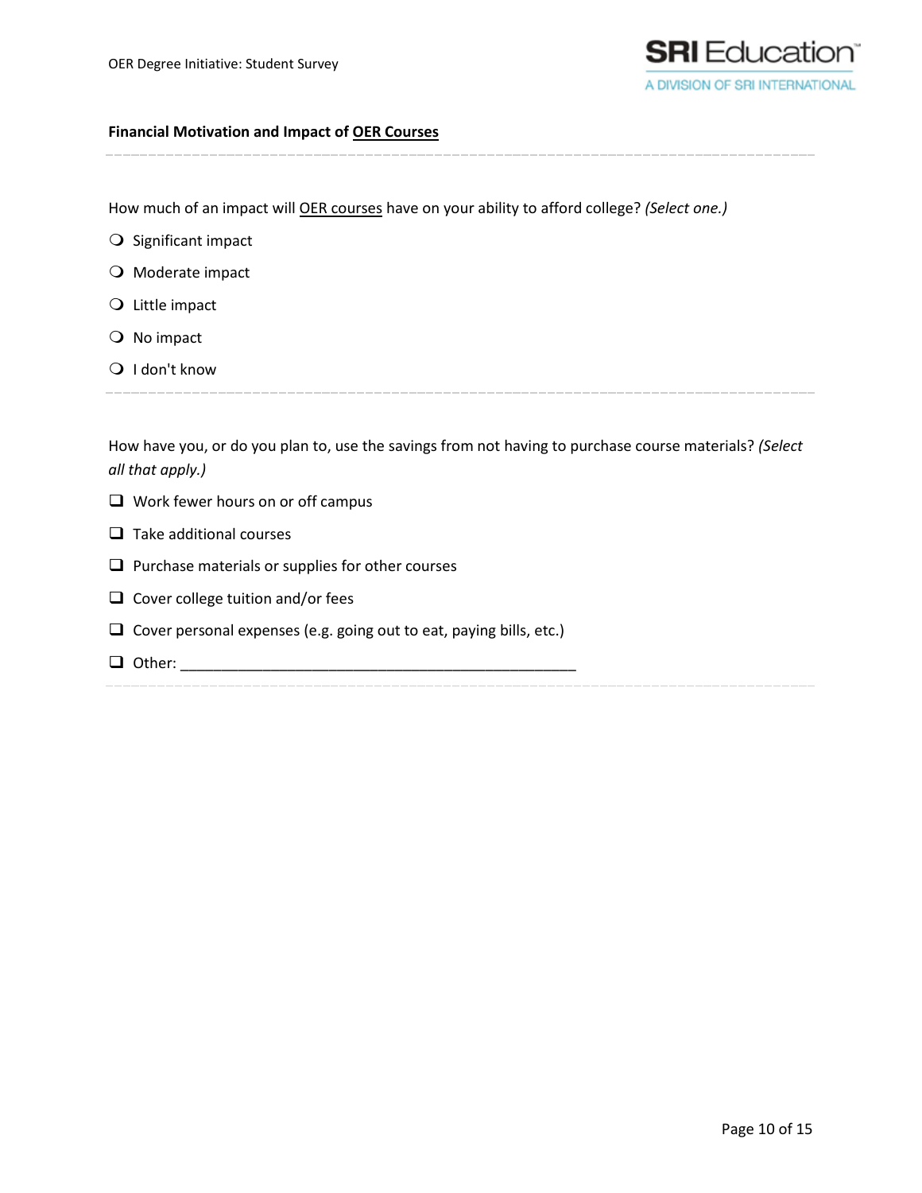**Financial Motivation and Impact of OER Courses**

---

How much of an impact will OER courses have on your ability to afford college? *(Select one.)*

- ○ Significant impact
- ○ Moderate impact
- ○ Little impact
- ○ No impact
- ○ I don't know

---

How have you, or do you plan to, use the savings from not having to purchase course materials? *(Select all that apply.)*

- ☐ Work fewer hours on or off campus
- ☐ Take additional courses
- ☐ Purchase materials or supplies for other courses
- ☐ Cover college tuition and/or fees
- ☐ Cover personal expenses (e.g. going out to eat, paying bills, etc.)
- ☐ Other: ______________________________________________

---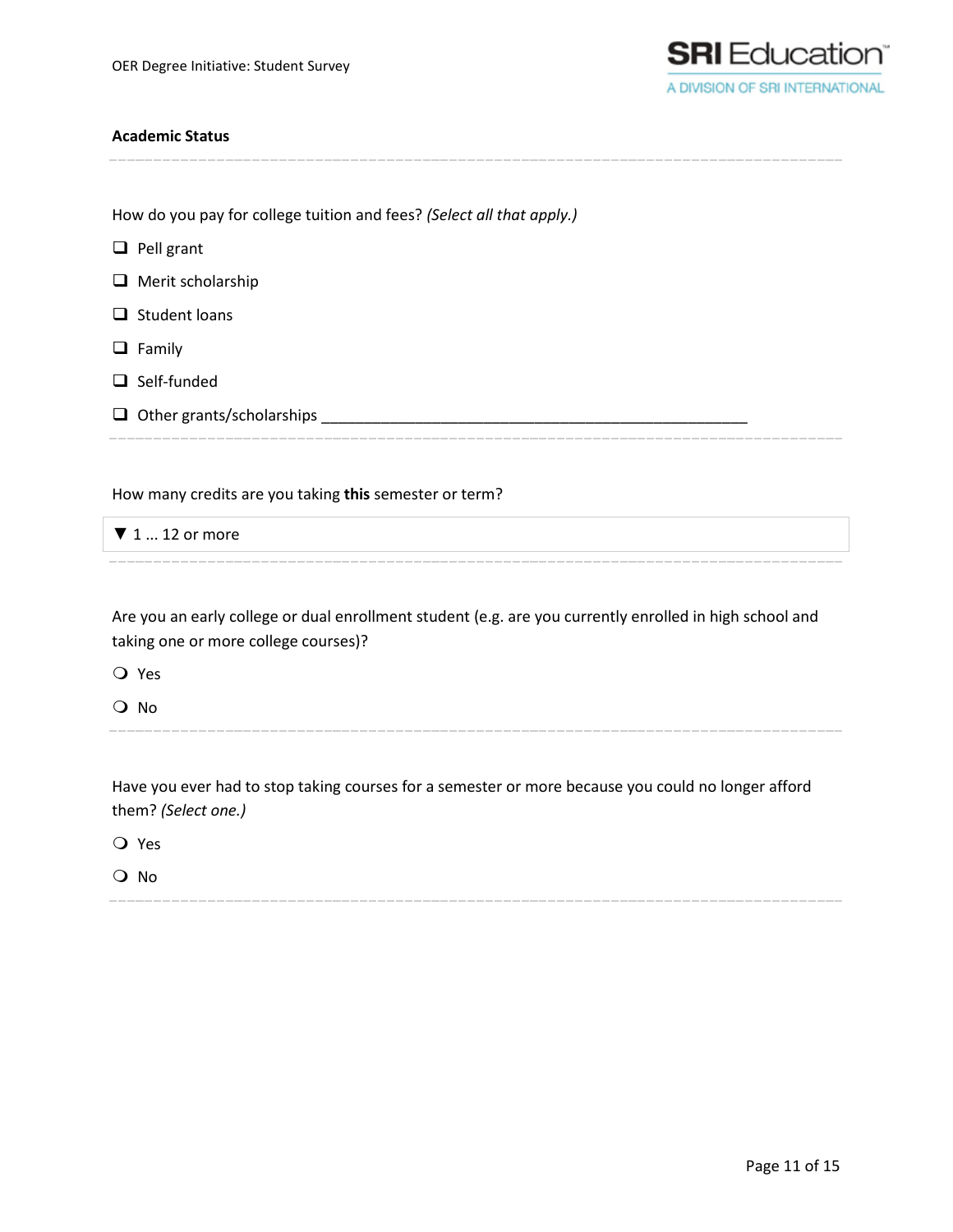**Academic Status**

How do you pay for college tuition and fees? *(Select all that apply.)*

- ☐ Pell grant
- ☐ Merit scholarship
- ☐ Student loans
- ☐ Family
- ☐ Self-funded
- ☐ Other grants/scholarships ____________________________________________________

How many credits are you taking **this** semester or term?

▼ 1 ... 12 or more

Are you an early college or dual enrollment student (e.g. are you currently enrolled in high school and taking one or more college courses)?

- ○ Yes
- ○ No

Have you ever had to stop taking courses for a semester or more because you could no longer afford them? *(Select one.)*

- ○ Yes
- ○ No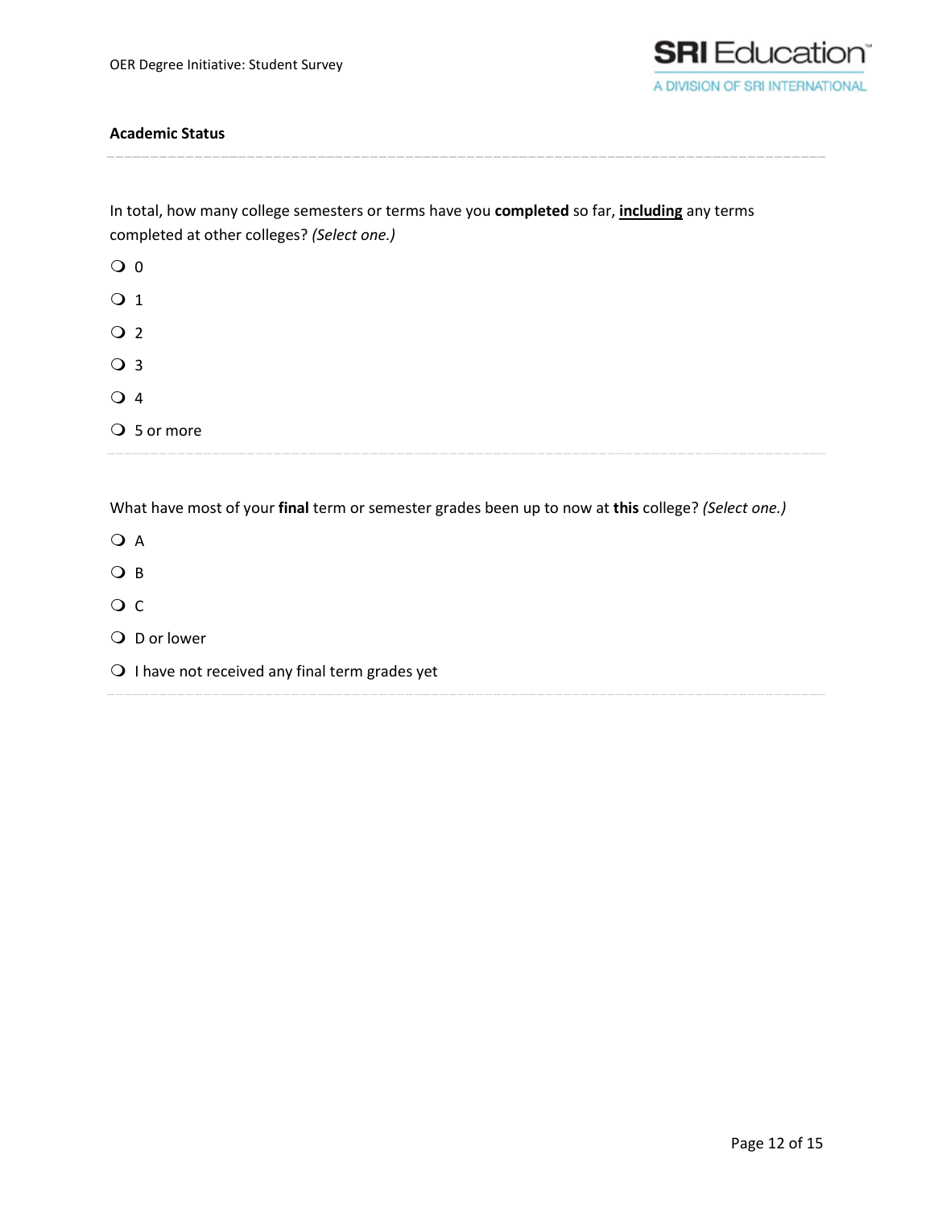**Academic Status**

---

In total, how many college semesters or terms have you **completed** so far, **<u>including</u>** any terms completed at other colleges? *(Select one.)*

- ○ 0
- ○ 1
- ○ 2
- ○ 3
- ○ 4
- ○ 5 or more

---

What have most of your **final** term or semester grades been up to now at **this** college? *(Select one.)*

- ○ A
- ○ B
- ○ C
- ○ D or lower
- ○ I have not received any final term grades yet

---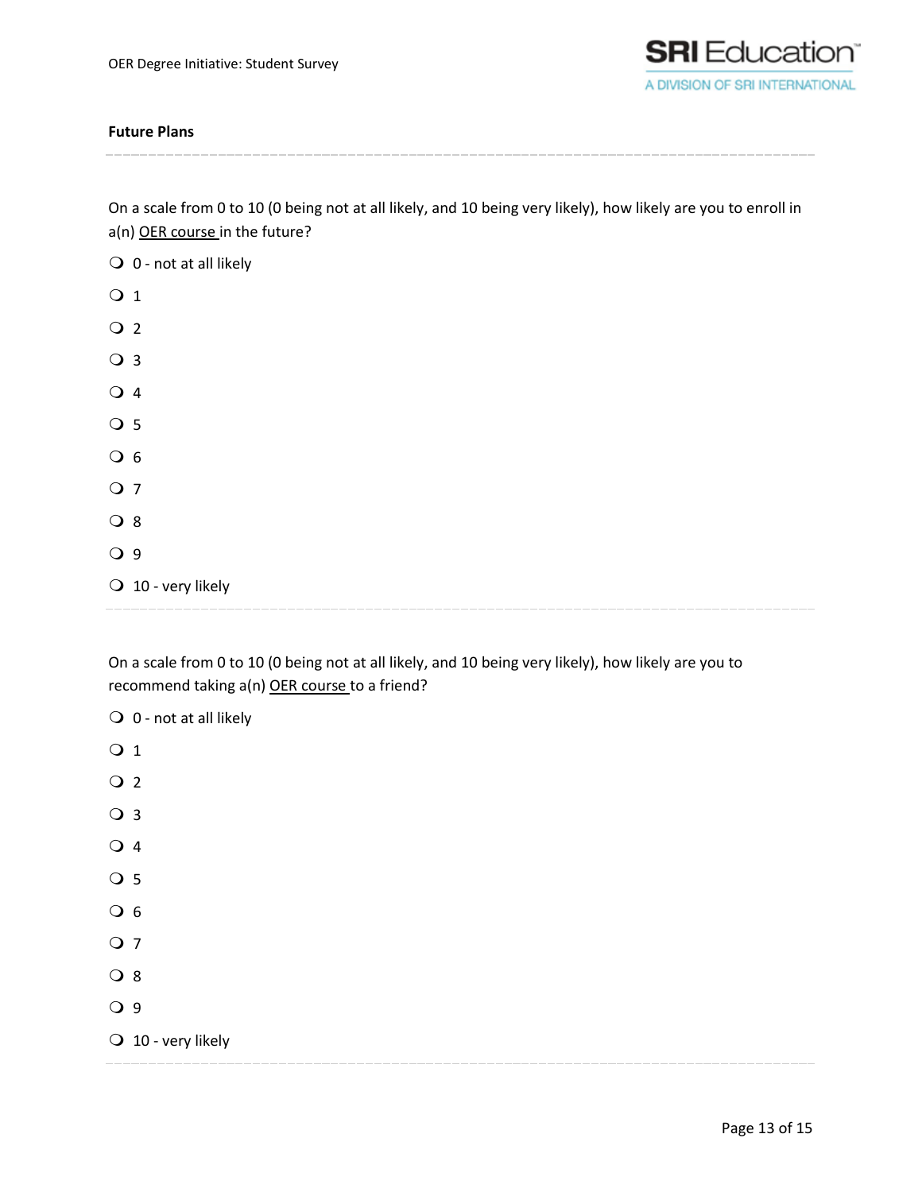### Future Plans

On a scale from 0 to 10 (0 being not at all likely, and 10 being very likely), how likely are you to enroll in a(n) OER course in the future?

- ❍ 0 - not at all likely
- ❍ 1
- ❍ 2
- ❍ 3
- ❍ 4
- ❍ 5
- ❍ 6
- ❍ 7
- ❍ 8
- ❍ 9
- ❍ 10 - very likely

On a scale from 0 to 10 (0 being not at all likely, and 10 being very likely), how likely are you to recommend taking a(n) OER course to a friend?

- ❍ 0 - not at all likely
- ❍ 1
- ❍ 2
- ❍ 3
- ❍ 4
- ❍ 5
- ❍ 6
- ❍ 7
- ❍ 8
- ❍ 9
- ❍ 10 - very likely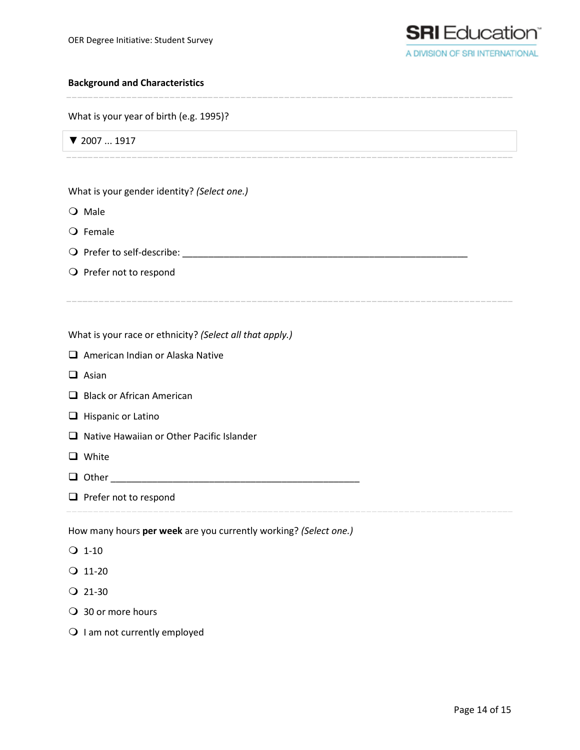### Background and Characteristics

What is your year of birth (e.g. 1995)?

▼ 2007 ... 1917

What is your gender identity? *(Select one.)*

- ❍ Male
- ❍ Female
- ❍ Prefer to self-describe: ____________________________________________________________
- ❍ Prefer not to respond

What is your race or ethnicity? *(Select all that apply.)*

- ❑ American Indian or Alaska Native
- ❑ Asian
- ❑ Black or African American
- ❑ Hispanic or Latino
- ❑ Native Hawaiian or Other Pacific Islander
- ❑ White
- ❑ Other ____________________________________________________
- ❑ Prefer not to respond

How many hours **per week** are you currently working? *(Select one.)*

- ❍ 1-10
- ❍ 11-20
- ❍ 21-30
- ❍ 30 or more hours
- ❍ I am not currently employed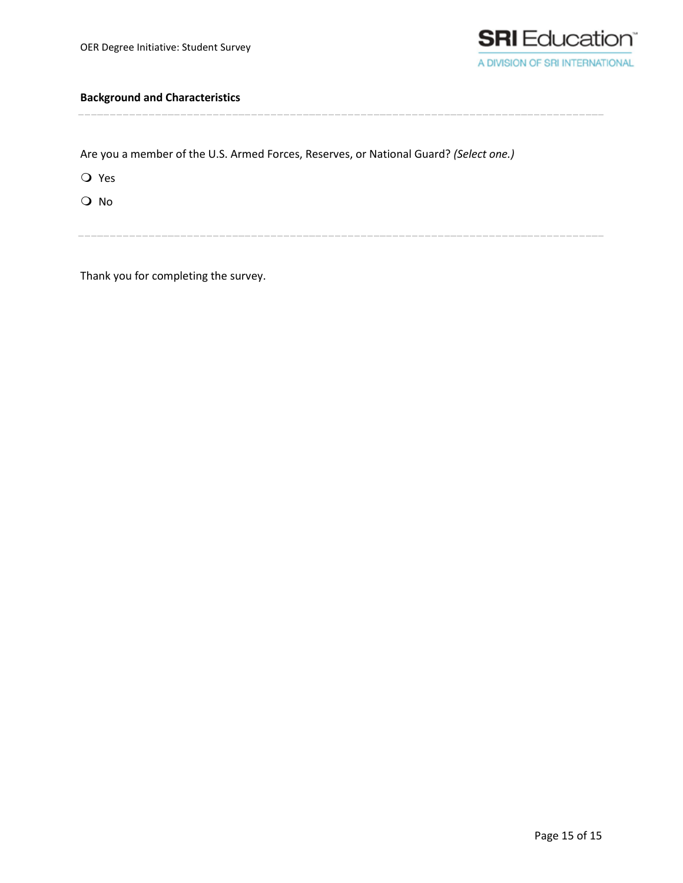**Background and Characteristics**

---

Are you a member of the U.S. Armed Forces, Reserves, or National Guard? *(Select one.)*

- ○ Yes
- ○ No

---

Thank you for completing the survey.